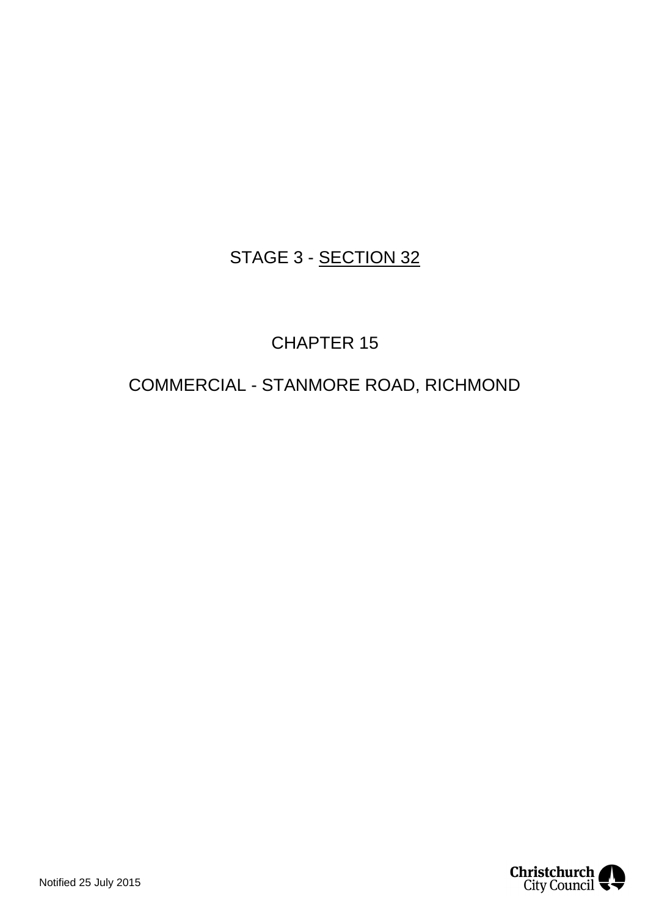# STAGE 3 - <u>SECTION 32</u>

# CHAPTER 15

# COMMERCIAL - STANMORE ROAD, RICHMOND

Notified 25 July 2015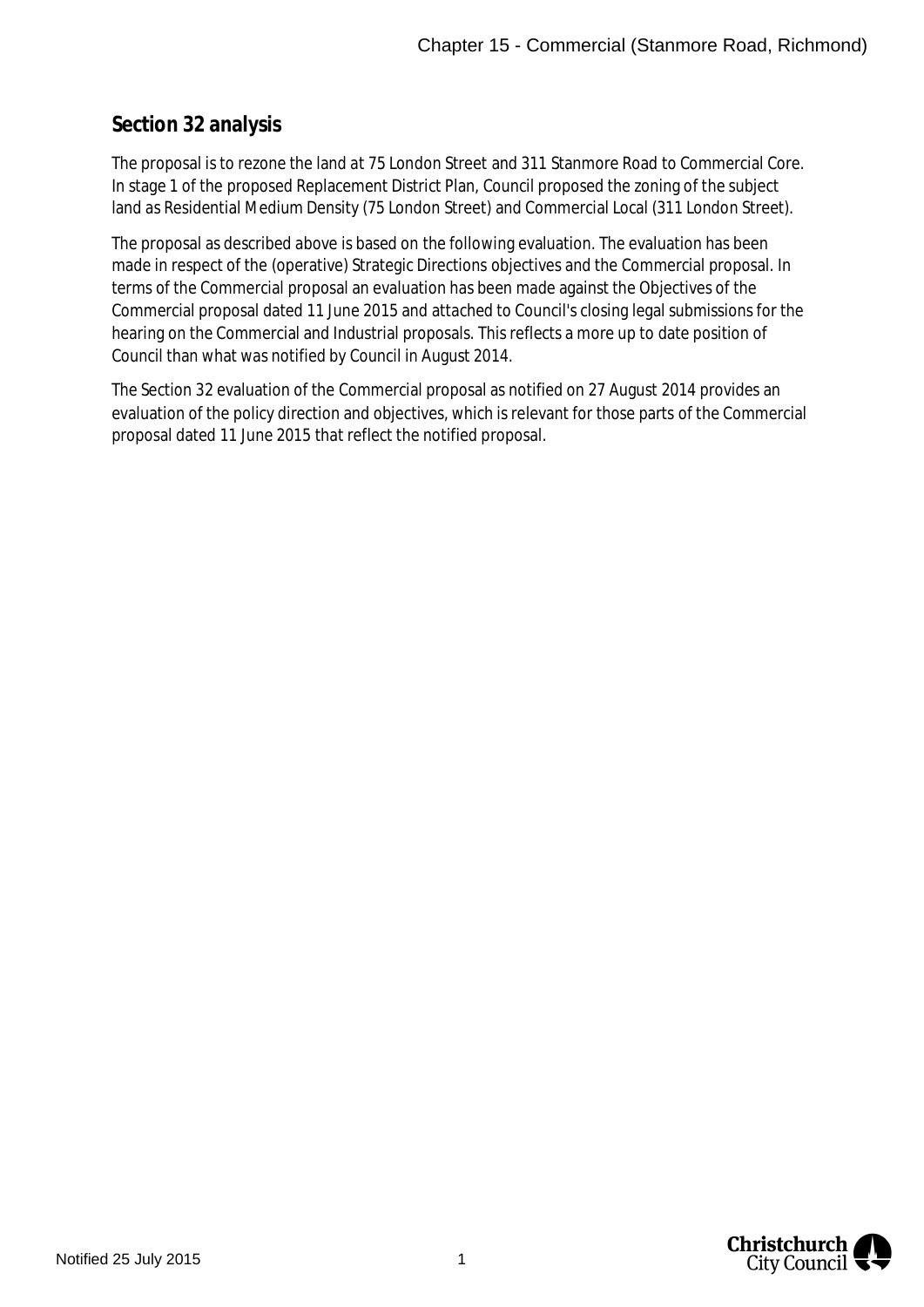## Section 32 analysis

The proposal is to rezone the land at 75 London Street and 311 Stanmore Road to Commercial Core. In stage 1 of the proposed Replacement District Plan, Council proposed the zoning of the subject land as Residential Medium Density (75 London Street) and Commercial Local (311 London Street).

The proposal as described above is based on the following evaluation. The evaluation has been made in respect of the (operative) Strategic Directions objectives and the Commercial proposal. In terms of the Commercial proposal an evaluation has been made against the Objectives of the Commercial proposal dated 11 June 2015 and attached to Council's closing legal submissions for the hearing on the Commercial and Industrial proposals. This reflects a more up to date position of Council than what was notified by Council in August 2014.

The Section 32 evaluation of the Commercial proposal as notified on 27 August 2014 provides an evaluation of the policy direction and objectives, which is relevant for those parts of the Commercial proposal dated 11 June 2015 that reflect the notified proposal.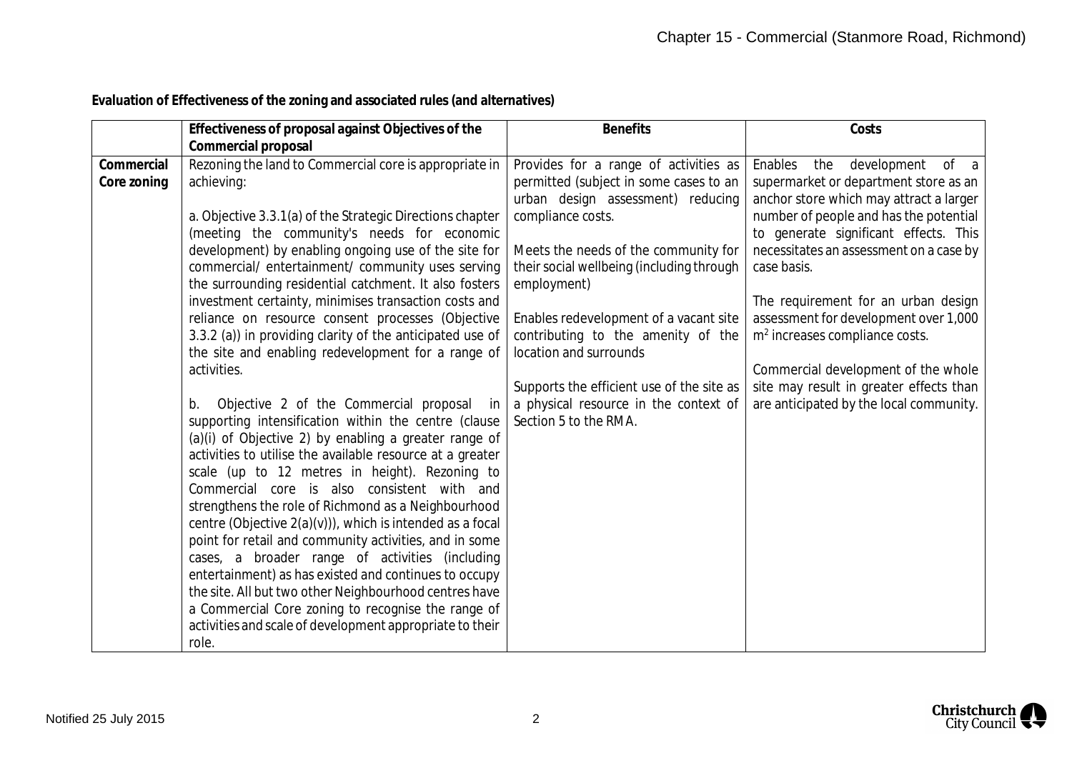**Evaluation of Effectiveness of the zoning and associated rules (and alternatives)**

| | Effectiveness of proposal against Objectives of the Commercial proposal | Benefits | Costs |
|---|---|---|---|
| **Commercial Core zoning** | Rezoning the land to Commercial core is appropriate in achieving:<br><br>a. Objective 3.3.1(a) of the Strategic Directions chapter (meeting the community's needs for economic development) by enabling ongoing use of the site for commercial/ entertainment/ community uses serving the surrounding residential catchment. It also fosters investment certainty, minimises transaction costs and reliance on resource consent processes (Objective 3.3.2 (a)) in providing clarity of the anticipated use of the site and enabling redevelopment for a range of activities.<br><br>b. Objective 2 of the Commercial proposal in supporting intensification within the centre (clause (a)(i) of Objective 2) by enabling a greater range of activities to utilise the available resource at a greater scale (up to 12 metres in height). Rezoning to Commercial core is also consistent with and strengthens the role of Richmond as a Neighbourhood centre (Objective 2(a)(v))), which is intended as a focal point for retail and community activities, and in some cases, a broader range of activities (including entertainment) as has existed and continues to occupy the site. All but two other Neighbourhood centres have a Commercial Core zoning to recognise the range of activities and scale of development appropriate to their role. | Provides for a range of activities as permitted (subject in some cases to an urban design assessment) reducing compliance costs.<br><br>Meets the needs of the community for their social wellbeing (including through employment)<br><br>Enables redevelopment of a vacant site contributing to the amenity of the location and surrounds<br><br>Supports the efficient use of the site as a physical resource in the context of Section 5 to the RMA. | Enables the development of a supermarket or department store as an anchor store which may attract a larger number of people and has the potential to generate significant effects. This necessitates an assessment on a case by case basis.<br><br>The requirement for an urban design assessment for development over 1,000 $m^2$ increases compliance costs.<br><br>Commercial development of the whole site may result in greater effects than are anticipated by the local community. |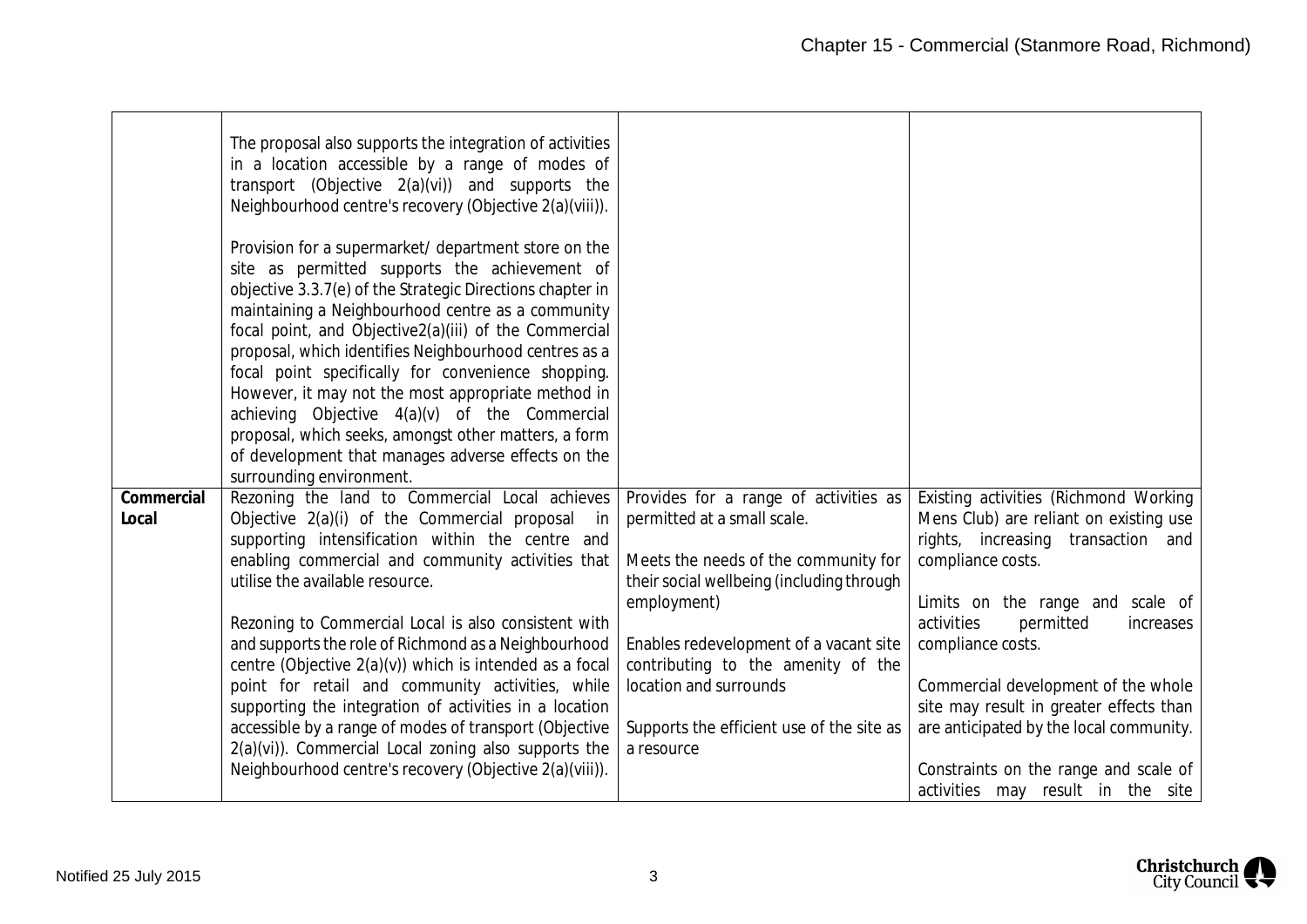| | | | |
|---|---|---|---|
| | The proposal also supports the integration of activities in a location accessible by a range of modes of transport (Objective 2(a)(vi)) and supports the Neighbourhood centre's recovery (Objective 2(a)(viii)).<br><br>Provision for a supermarket/ department store on the site as permitted supports the achievement of objective 3.3.7(e) of the Strategic Directions chapter in maintaining a Neighbourhood centre as a community focal point, and Objective2(a)(iii) of the Commercial proposal, which identifies Neighbourhood centres as a focal point specifically for convenience shopping. However, it may not the most appropriate method in achieving Objective 4(a)(v) of the Commercial proposal, which seeks, amongst other matters, a form of development that manages adverse effects on the surrounding environment. | | |
| **Commercial Local** | Rezoning the land to Commercial Local achieves Objective 2(a)(i) of the Commercial proposal in supporting intensification within the centre and enabling commercial and community activities that utilise the available resource.<br><br>Rezoning to Commercial Local is also consistent with and supports the role of Richmond as a Neighbourhood centre (Objective 2(a)(v)) which is intended as a focal point for retail and community activities, while supporting the integration of activities in a location accessible by a range of modes of transport (Objective 2(a)(vi)). Commercial Local zoning also supports the Neighbourhood centre's recovery (Objective 2(a)(viii)). | Provides for a range of activities as permitted at a small scale.<br><br>Meets the needs of the community for their social wellbeing (including through employment)<br><br>Enables redevelopment of a vacant site contributing to the amenity of the location and surrounds<br><br>Supports the efficient use of the site as a resource | Existing activities (Richmond Working Mens Club) are reliant on existing use rights, increasing transaction and compliance costs.<br><br>Limits on the range and scale of activities permitted increases compliance costs.<br><br>Commercial development of the whole site may result in greater effects than are anticipated by the local community.<br><br>Constraints on the range and scale of activities may result in the site |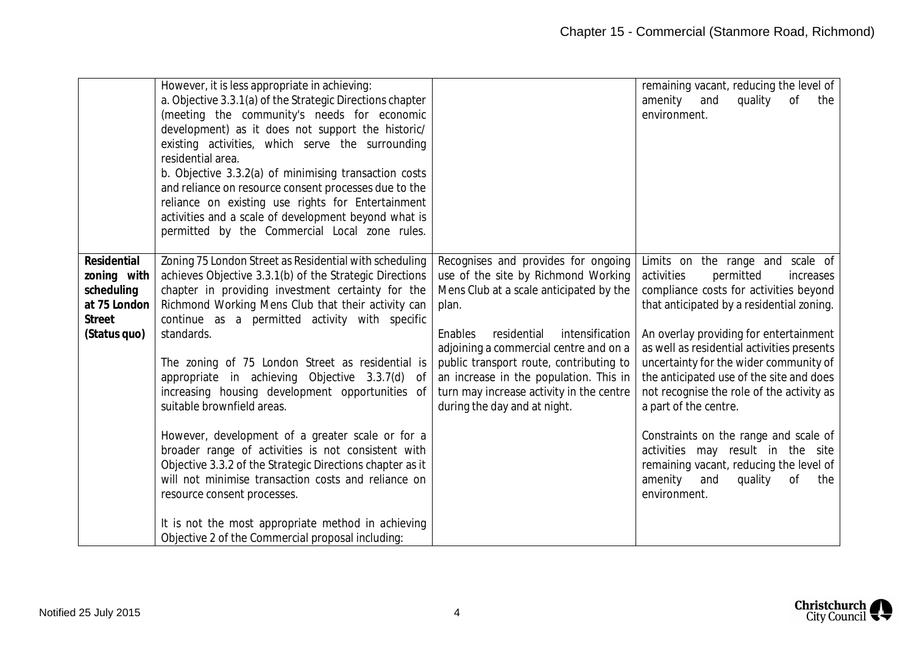| | | | |
|---|---|---|---|
| | However, it is less appropriate in achieving:<br>a. Objective 3.3.1(a) of the Strategic Directions chapter (meeting the community's needs for economic development) as it does not support the historic/ existing activities, which serve the surrounding residential area.<br>b. Objective 3.3.2(a) of minimising transaction costs and reliance on resource consent processes due to the reliance on existing use rights for Entertainment activities and a scale of development beyond what is permitted by the Commercial Local zone rules. | | remaining vacant, reducing the level of amenity and quality of the environment. |
| **Residential zoning with scheduling at 75 London Street (Status quo)** | Zoning 75 London Street as Residential with scheduling achieves Objective 3.3.1(b) of the Strategic Directions chapter in providing investment certainty for the Richmond Working Mens Club that their activity can continue as a permitted activity with specific standards.<br><br>The zoning of 75 London Street as residential is appropriate in achieving Objective 3.3.7(d) of increasing housing development opportunities of suitable brownfield areas.<br><br>However, development of a greater scale or for a broader range of activities is not consistent with Objective 3.3.2 of the Strategic Directions chapter as it will not minimise transaction costs and reliance on resource consent processes.<br><br>It is not the most appropriate method in achieving Objective 2 of the Commercial proposal including: | Recognises and provides for ongoing use of the site by Richmond Working Mens Club at a scale anticipated by the plan.<br><br>Enables residential intensification adjoining a commercial centre and on a public transport route, contributing to an increase in the population. This in turn may increase activity in the centre during the day and at night. | Limits on the range and scale of activities permitted increases compliance costs for activities beyond that anticipated by a residential zoning.<br><br>An overlay providing for entertainment as well as residential activities presents uncertainty for the wider community of the anticipated use of the site and does not recognise the role of the activity as a part of the centre.<br><br>Constraints on the range and scale of activities may result in the site remaining vacant, reducing the level of amenity and quality of the environment. |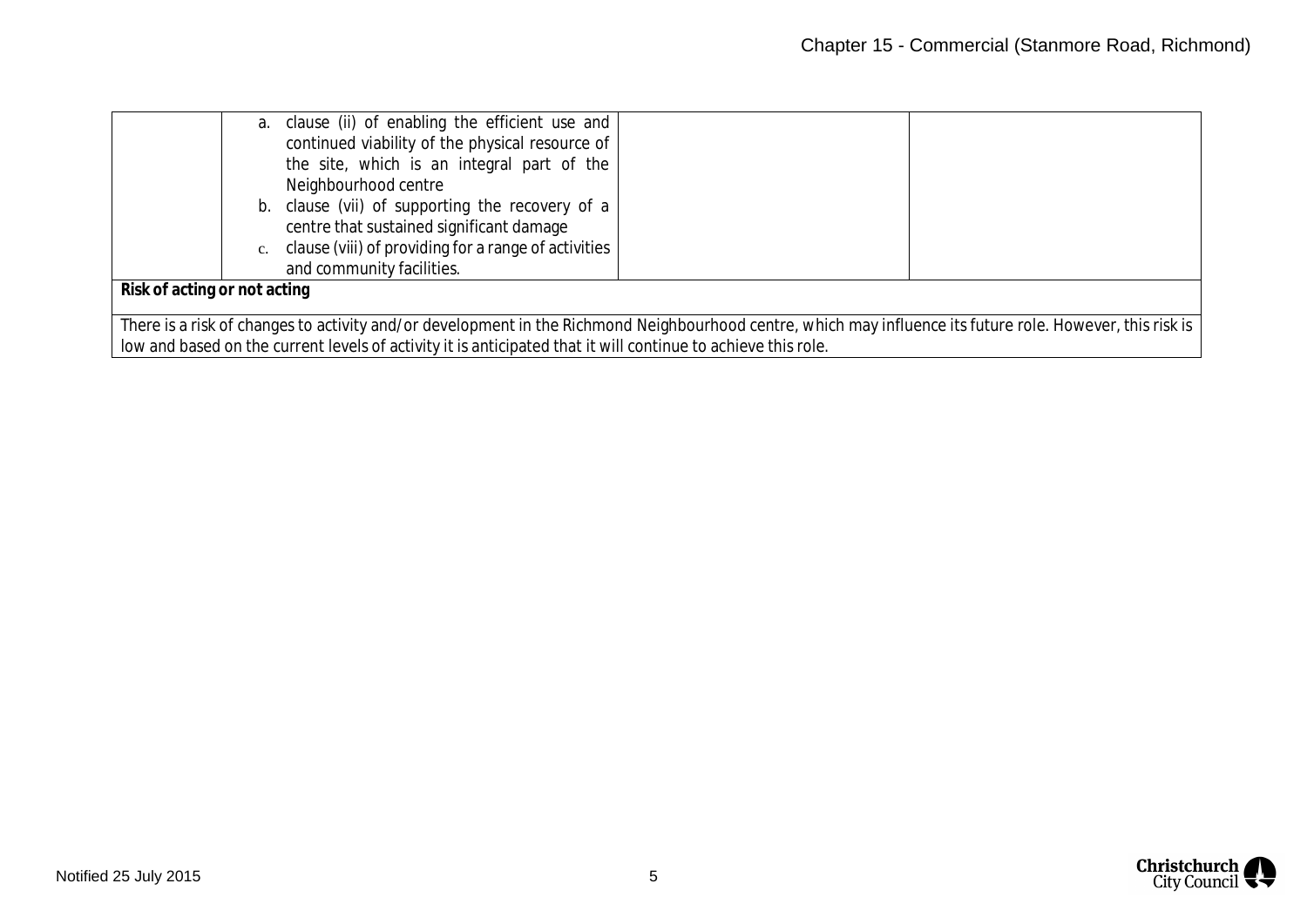| | | | |
|---|---|---|---|
| | a. clause (ii) of enabling the efficient use and continued viability of the physical resource of the site, which is an integral part of the Neighbourhood centre<br>b. clause (vii) of supporting the recovery of a centre that sustained significant damage<br>c. clause (viii) of providing for a range of activities and community facilities. | | |

**Risk of acting or not acting**

There is a risk of changes to activity and/or development in the Richmond Neighbourhood centre, which may influence its future role. However, this risk is low and based on the current levels of activity it is anticipated that it will continue to achieve this role.